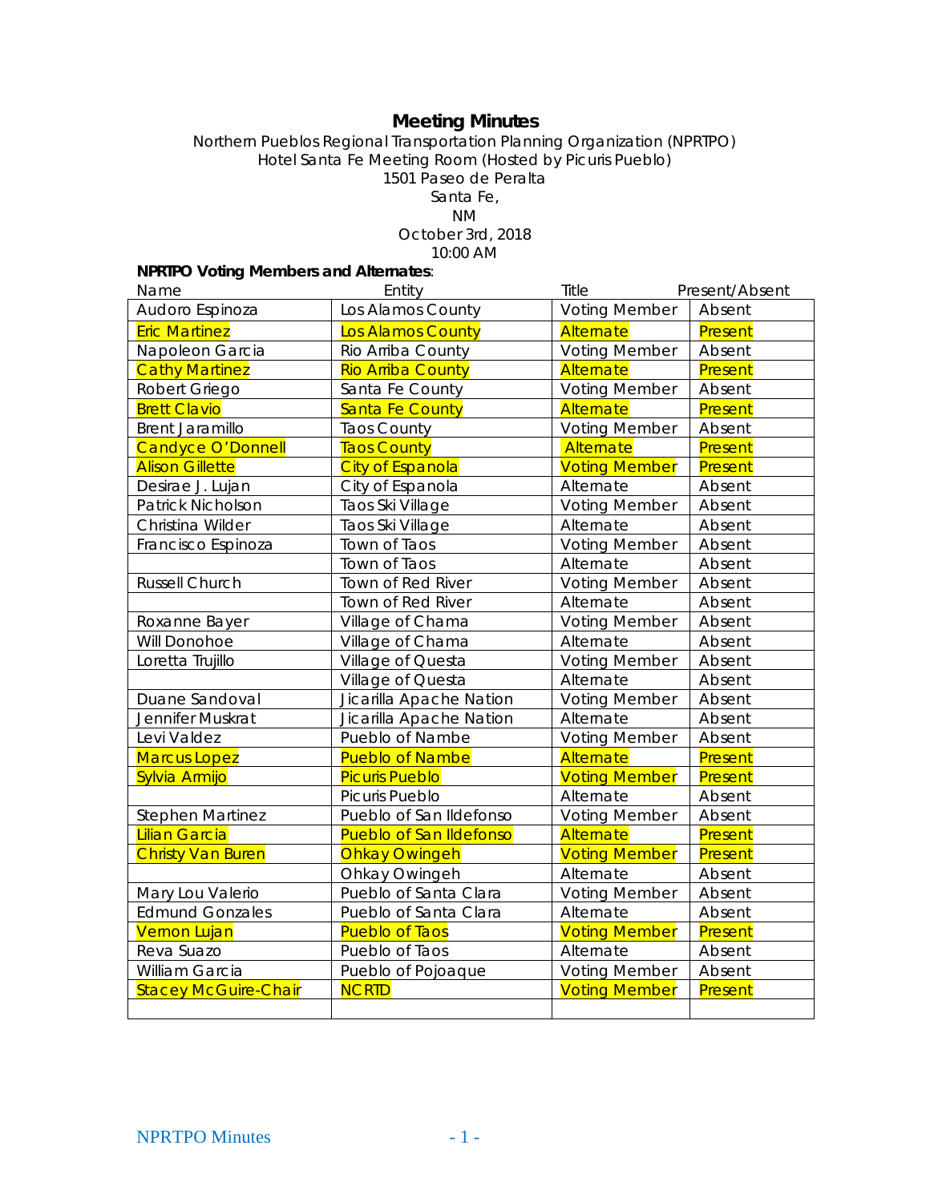# Meeting Minutes

Northern Pueblos Regional Transportation Planning Organization (NPRTPO)
Hotel Santa Fe Meeting Room (Hosted by Picuris Pueblo)
1501 Paseo de Peralta
Santa Fe,
NM
October 3rd, 2018
10:00 AM

**NPRTPO Voting Members and Alternates**:

| Name | Entity | Title | Present/Absent |
|---|---|---|---|
| Audoro Espinoza | Los Alamos County | Voting Member | Absent |
| Eric Martinez | Los Alamos County | Alternate | Present |
| Napoleon Garcia | Rio Arriba County | Voting Member | Absent |
| Cathy Martinez | Rio Arriba County | Alternate | Present |
| Robert Griego | Santa Fe County | Voting Member | Absent |
| Brett Clavio | Santa Fe County | Alternate | Present |
| Brent Jaramillo | Taos County | Voting Member | Absent |
| Candyce O'Donnell | Taos County | Alternate | Present |
| Alison Gillette | City of Espanola | Voting Member | Present |
| Desirae J. Lujan | City of Espanola | Alternate | Absent |
| Patrick Nicholson | Taos Ski Village | Voting Member | Absent |
| Christina Wilder | Taos Ski Village | Alternate | Absent |
| Francisco Espinoza | Town of Taos | Voting Member | Absent |
| | Town of Taos | Alternate | Absent |
| Russell Church | Town of Red River | Voting Member | Absent |
| | Town of Red River | Alternate | Absent |
| Roxanne Bayer | Village of Chama | Voting Member | Absent |
| Will Donohoe | Village of Chama | Alternate | Absent |
| Loretta Trujillo | Village of Questa | Voting Member | Absent |
| | Village of Questa | Alternate | Absent |
| Duane Sandoval | Jicarilla Apache Nation | Voting Member | Absent |
| Jennifer Muskrat | Jicarilla Apache Nation | Alternate | Absent |
| Levi Valdez | Pueblo of Nambe | Voting Member | Absent |
| Marcus Lopez | Pueblo of Nambe | Alternate | Present |
| Sylvia Armijo | Picuris Pueblo | Voting Member | Present |
| | Picuris Pueblo | Alternate | Absent |
| Stephen Martinez | Pueblo of San Ildefonso | Voting Member | Absent |
| Lilian Garcia | Pueblo of San Ildefonso | Alternate | Present |
| Christy Van Buren | Ohkay Owingeh | Voting Member | Present |
| | Ohkay Owingeh | Alternate | Absent |
| Mary Lou Valerio | Pueblo of Santa Clara | Voting Member | Absent |
| Edmund Gonzales | Pueblo of Santa Clara | Alternate | Absent |
| Vernon Lujan | Pueblo of Taos | Voting Member | Present |
| Reva Suazo | Pueblo of Taos | Alternate | Absent |
| William Garcia | Pueblo of Pojoaque | Voting Member | Absent |
| Stacey McGuire-Chair | NCRTD | Voting Member | Present |
| | | | |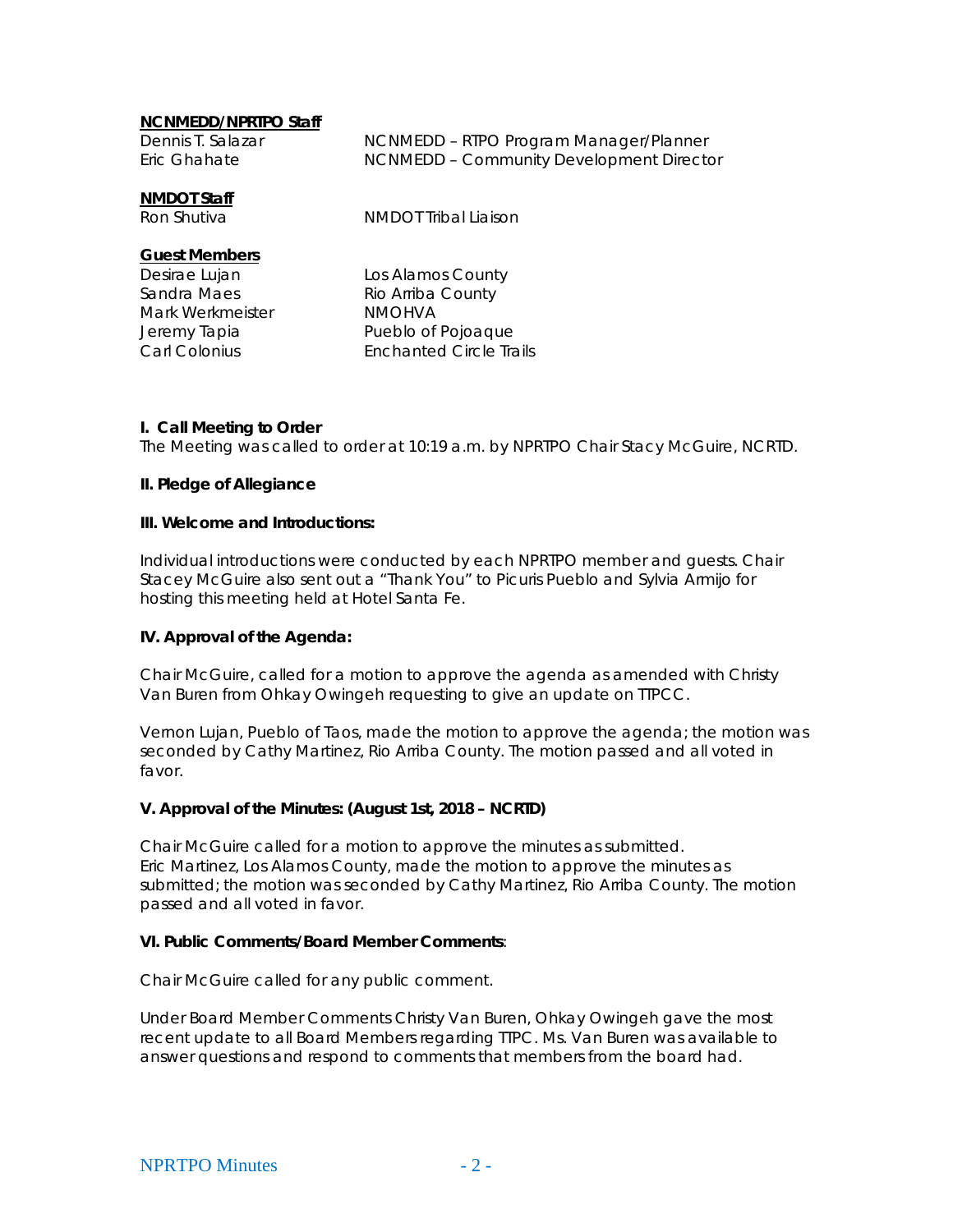**NCNMEDD/NPRTPO Staff**

| | |
|---|---|
| Dennis T. Salazar | NCNMEDD – RTPO Program Manager/Planner |
| Eric Ghahate | NCNMEDD – Community Development Director |

**NMDOT Staff**

| | |
|---|---|
| Ron Shutiva | NMDOT Tribal Liaison |

**Guest Members**

| | |
|---|---|
| Desirae Lujan | Los Alamos County |
| Sandra Maes | Rio Arriba County |
| Mark Werkmeister | NMOHVA |
| Jeremy Tapia | Pueblo of Pojoaque |
| Carl Colonius | Enchanted Circle Trails |

**I. Call Meeting to Order**

The Meeting was called to order at 10:19 a.m. by NPRTPO Chair Stacy McGuire, NCRTD.

**II. Pledge of Allegiance**

**III. Welcome and Introductions:**

Individual introductions were conducted by each NPRTPO member and guests. Chair Stacey McGuire also sent out a "Thank You" to Picuris Pueblo and Sylvia Armijo for hosting this meeting held at Hotel Santa Fe.

**IV. Approval of the Agenda:**

Chair McGuire, called for a motion to approve the agenda as amended with Christy Van Buren from Ohkay Owingeh requesting to give an update on TTPCC.

Vernon Lujan, Pueblo of Taos, made the motion to approve the agenda; the motion was seconded by Cathy Martinez, Rio Arriba County. The motion passed and all voted in favor.

**V. Approval of the Minutes: (August 1st, 2018 – NCRTD)**

Chair McGuire called for a motion to approve the minutes as submitted.
Eric Martinez, Los Alamos County, made the motion to approve the minutes as submitted; the motion was seconded by Cathy Martinez, Rio Arriba County. The motion passed and all voted in favor.

**VI. Public Comments/Board Member Comments**:

Chair McGuire called for any public comment.

Under Board Member Comments Christy Van Buren, Ohkay Owingeh gave the most recent update to all Board Members regarding TTPC. Ms. Van Buren was available to answer questions and respond to comments that members from the board had.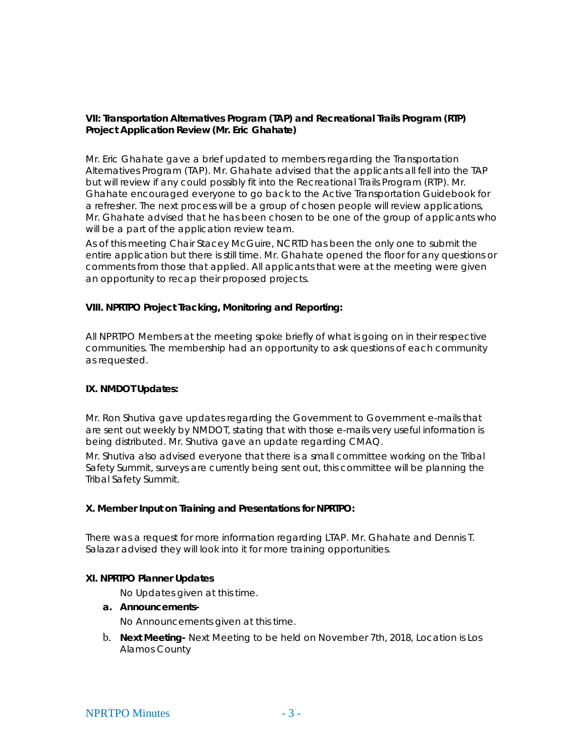**VII: Transportation Alternatives Program (TAP) and Recreational Trails Program (RTP) Project Application Review (Mr. Eric Ghahate)**

Mr. Eric Ghahate gave a brief updated to members regarding the Transportation Alternatives Program (TAP). Mr. Ghahate advised that the applicants all fell into the TAP but will review if any could possibly fit into the Recreational Trails Program (RTP). Mr. Ghahate encouraged everyone to go back to the Active Transportation Guidebook for a refresher. The next process will be a group of chosen people will review applications, Mr. Ghahate advised that he has been chosen to be one of the group of applicants who will be a part of the application review team.

As of this meeting Chair Stacey McGuire, NCRTD has been the only one to submit the entire application but there is still time. Mr. Ghahate opened the floor for any questions or comments from those that applied. All applicants that were at the meeting were given an opportunity to recap their proposed projects.

**VIII. NPRTPO Project Tracking, Monitoring and Reporting:**

All NPRTPO Members at the meeting spoke briefly of what is going on in their respective communities. The membership had an opportunity to ask questions of each community as requested.

**IX. NMDOT Updates:**

Mr. Ron Shutiva gave updates regarding the Government to Government e-mails that are sent out weekly by NMDOT, stating that with those e-mails very useful information is being distributed. Mr. Shutiva gave an update regarding CMAQ.

Mr. Shutiva also advised everyone that there is a small committee working on the Tribal Safety Summit, surveys are currently being sent out, this committee will be planning the Tribal Safety Summit.

**X. Member Input on Training and Presentations for NPRTPO:**

There was a request for more information regarding LTAP. Mr. Ghahate and Dennis T. Salazar advised they will look into it for more training opportunities.

**XI. NPRTPO Planner Updates**

No Updates given at this time.

a. **Announcements-**

   No Announcements given at this time.

b. **Next Meeting-** Next Meeting to be held on November 7th, 2018, Location is Los Alamos County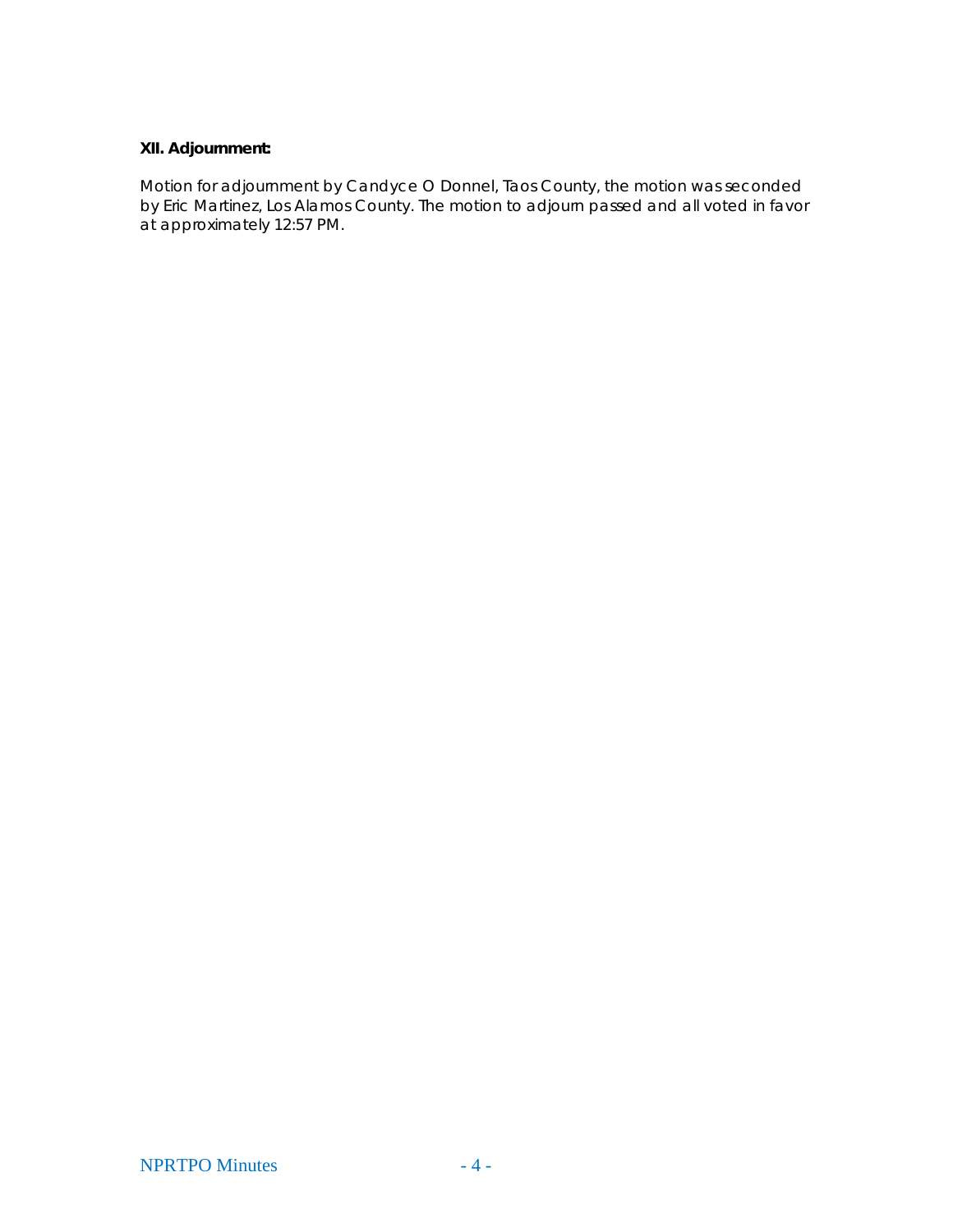**XII. Adjournment:**

Motion for adjournment by Candyce O Donnel, Taos County, the motion was seconded by Eric Martinez, Los Alamos County. The motion to adjourn passed and all voted in favor at approximately 12:57 PM.